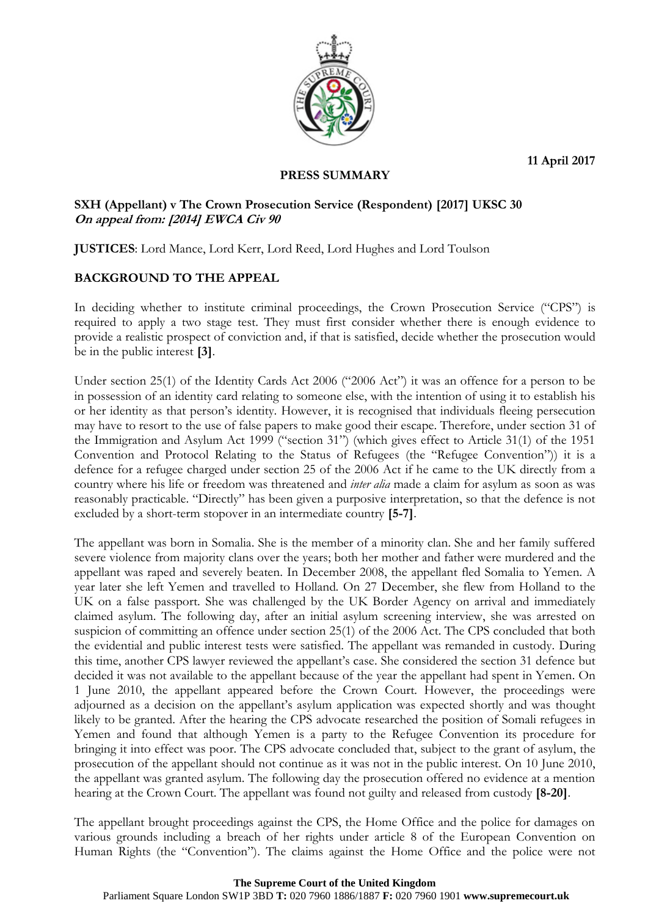11 April 2017

**PRESS SUMMARY**

**SXH (Appellant) v The Crown Prosecution Service (Respondent) [2017] UKSC 30**
***On appeal from: [2014] EWCA Civ 90***

**JUSTICES**: Lord Mance, Lord Kerr, Lord Reed, Lord Hughes and Lord Toulson

## BACKGROUND TO THE APPEAL

In deciding whether to institute criminal proceedings, the Crown Prosecution Service ("CPS") is required to apply a two stage test. They must first consider whether there is enough evidence to provide a realistic prospect of conviction and, if that is satisfied, decide whether the prosecution would be in the public interest **[3]**.

Under section 25(1) of the Identity Cards Act 2006 ("2006 Act") it was an offence for a person to be in possession of an identity card relating to someone else, with the intention of using it to establish his or her identity as that person's identity. However, it is recognised that individuals fleeing persecution may have to resort to the use of false papers to make good their escape. Therefore, under section 31 of the Immigration and Asylum Act 1999 ("section 31") (which gives effect to Article 31(1) of the 1951 Convention and Protocol Relating to the Status of Refugees (the "Refugee Convention")) it is a defence for a refugee charged under section 25 of the 2006 Act if he came to the UK directly from a country where his life or freedom was threatened and *inter alia* made a claim for asylum as soon as was reasonably practicable. "Directly" has been given a purposive interpretation, so that the defence is not excluded by a short-term stopover in an intermediate country **[5-7]**.

The appellant was born in Somalia. She is the member of a minority clan. She and her family suffered severe violence from majority clans over the years; both her mother and father were murdered and the appellant was raped and severely beaten. In December 2008, the appellant fled Somalia to Yemen. A year later she left Yemen and travelled to Holland. On 27 December, she flew from Holland to the UK on a false passport. She was challenged by the UK Border Agency on arrival and immediately claimed asylum. The following day, after an initial asylum screening interview, she was arrested on suspicion of committing an offence under section 25(1) of the 2006 Act. The CPS concluded that both the evidential and public interest tests were satisfied. The appellant was remanded in custody. During this time, another CPS lawyer reviewed the appellant's case. She considered the section 31 defence but decided it was not available to the appellant because of the year the appellant had spent in Yemen. On 1 June 2010, the appellant appeared before the Crown Court. However, the proceedings were adjourned as a decision on the appellant's asylum application was expected shortly and was thought likely to be granted. After the hearing the CPS advocate researched the position of Somali refugees in Yemen and found that although Yemen is a party to the Refugee Convention its procedure for bringing it into effect was poor. The CPS advocate concluded that, subject to the grant of asylum, the prosecution of the appellant should not continue as it was not in the public interest. On 10 June 2010, the appellant was granted asylum. The following day the prosecution offered no evidence at a mention hearing at the Crown Court. The appellant was found not guilty and released from custody **[8-20]**.

The appellant brought proceedings against the CPS, the Home Office and the police for damages on various grounds including a breach of her rights under article 8 of the European Convention on Human Rights (the "Convention"). The claims against the Home Office and the police were not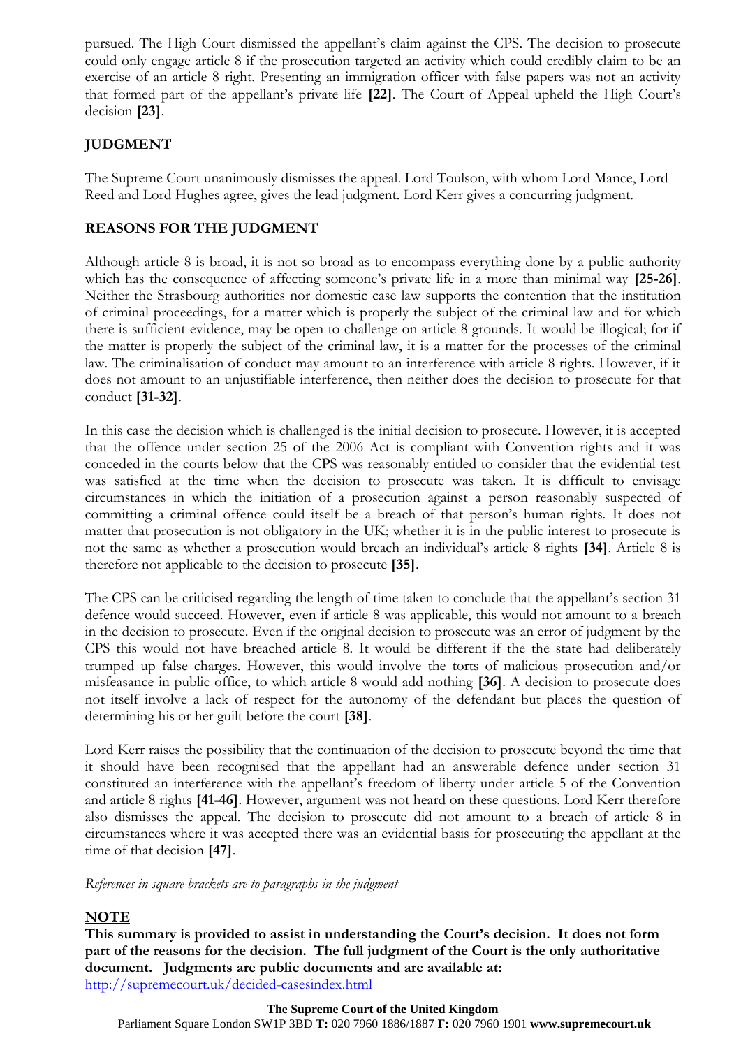pursued. The High Court dismissed the appellant's claim against the CPS. The decision to prosecute could only engage article 8 if the prosecution targeted an activity which could credibly claim to be an exercise of an article 8 right. Presenting an immigration officer with false papers was not an activity that formed part of the appellant's private life **[22]**. The Court of Appeal upheld the High Court's decision **[23]**.

## JUDGMENT

The Supreme Court unanimously dismisses the appeal. Lord Toulson, with whom Lord Mance, Lord Reed and Lord Hughes agree, gives the lead judgment. Lord Kerr gives a concurring judgment.

## REASONS FOR THE JUDGMENT

Although article 8 is broad, it is not so broad as to encompass everything done by a public authority which has the consequence of affecting someone's private life in a more than minimal way **[25-26]**. Neither the Strasbourg authorities nor domestic case law supports the contention that the institution of criminal proceedings, for a matter which is properly the subject of the criminal law and for which there is sufficient evidence, may be open to challenge on article 8 grounds. It would be illogical; for if the matter is properly the subject of the criminal law, it is a matter for the processes of the criminal law. The criminalisation of conduct may amount to an interference with article 8 rights. However, if it does not amount to an unjustifiable interference, then neither does the decision to prosecute for that conduct **[31-32]**.

In this case the decision which is challenged is the initial decision to prosecute. However, it is accepted that the offence under section 25 of the 2006 Act is compliant with Convention rights and it was conceded in the courts below that the CPS was reasonably entitled to consider that the evidential test was satisfied at the time when the decision to prosecute was taken. It is difficult to envisage circumstances in which the initiation of a prosecution against a person reasonably suspected of committing a criminal offence could itself be a breach of that person's human rights. It does not matter that prosecution is not obligatory in the UK; whether it is in the public interest to prosecute is not the same as whether a prosecution would breach an individual's article 8 rights **[34]**. Article 8 is therefore not applicable to the decision to prosecute **[35]**.

The CPS can be criticised regarding the length of time taken to conclude that the appellant's section 31 defence would succeed. However, even if article 8 was applicable, this would not amount to a breach in the decision to prosecute. Even if the original decision to prosecute was an error of judgment by the CPS this would not have breached article 8. It would be different if the the state had deliberately trumped up false charges. However, this would involve the torts of malicious prosecution and/or misfeasance in public office, to which article 8 would add nothing **[36]**. A decision to prosecute does not itself involve a lack of respect for the autonomy of the defendant but places the question of determining his or her guilt before the court **[38]**.

Lord Kerr raises the possibility that the continuation of the decision to prosecute beyond the time that it should have been recognised that the appellant had an answerable defence under section 31 constituted an interference with the appellant's freedom of liberty under article 5 of the Convention and article 8 rights **[41-46]**. However, argument was not heard on these questions. Lord Kerr therefore also dismisses the appeal. The decision to prosecute did not amount to a breach of article 8 in circumstances where it was accepted there was an evidential basis for prosecuting the appellant at the time of that decision **[47]**.

*References in square brackets are to paragraphs in the judgment*

## NOTE

**This summary is provided to assist in understanding the Court's decision. It does not form part of the reasons for the decision. The full judgment of the Court is the only authoritative document. Judgments are public documents and are available at:**
http://supremecourt.uk/decided-casesindex.html

**The Supreme Court of the United Kingdom**
Parliament Square London SW1P 3BD **T:** 020 7960 1886/1887 **F:** 020 7960 1901 **www.supremecourt.uk**